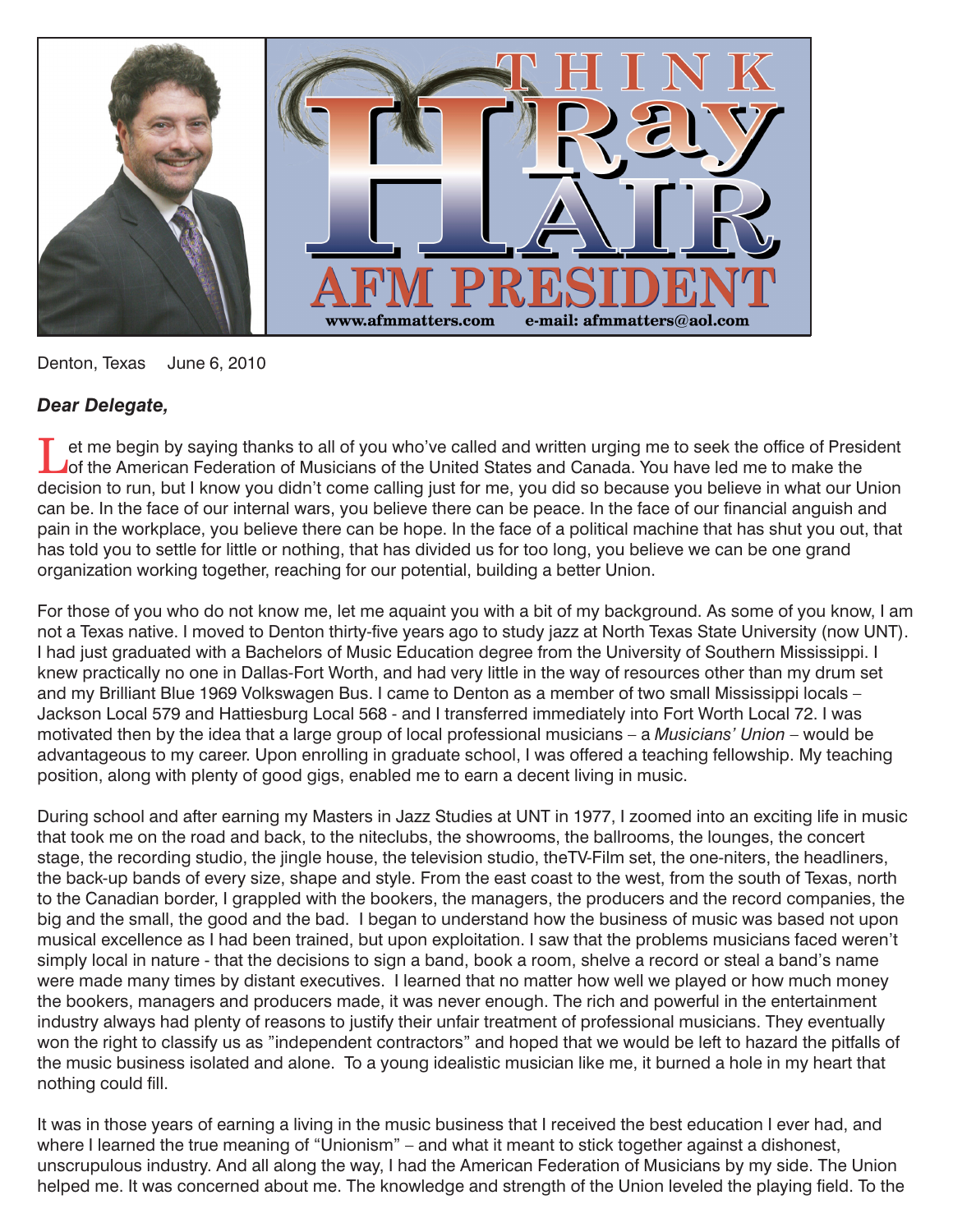# THINK Ray HAIR AFM PRESIDENT

www.afmmatters.com e-mail: afmmatters@aol.com

Denton, Texas June 6, 2010

***Dear Delegate,***

Let me begin by saying thanks to all of you who've called and written urging me to seek the office of President of the American Federation of Musicians of the United States and Canada. You have led me to make the decision to run, but I know you didn't come calling just for me, you did so because you believe in what our Union can be. In the face of our internal wars, you believe there can be peace. In the face of our financial anguish and pain in the workplace, you believe there can be hope. In the face of a political machine that has shut you out, that has told you to settle for little or nothing, that has divided us for too long, you believe we can be one grand organization working together, reaching for our potential, building a better Union.

For those of you who do not know me, let me aquaint you with a bit of my background. As some of you know, I am not a Texas native. I moved to Denton thirty-five years ago to study jazz at North Texas State University (now UNT). I had just graduated with a Bachelors of Music Education degree from the University of Southern Mississippi. I knew practically no one in Dallas-Fort Worth, and had very little in the way of resources other than my drum set and my Brilliant Blue 1969 Volkswagen Bus. I came to Denton as a member of two small Mississippi locals – Jackson Local 579 and Hattiesburg Local 568 - and I transferred immediately into Fort Worth Local 72. I was motivated then by the idea that a large group of local professional musicians – a *Musicians' Union* – would be advantageous to my career. Upon enrolling in graduate school, I was offered a teaching fellowship. My teaching position, along with plenty of good gigs, enabled me to earn a decent living in music.

During school and after earning my Masters in Jazz Studies at UNT in 1977, I zoomed into an exciting life in music that took me on the road and back, to the niteclubs, the showrooms, the ballrooms, the lounges, the concert stage, the recording studio, the jingle house, the television studio, theTV-Film set, the one-niters, the headliners, the back-up bands of every size, shape and style. From the east coast to the west, from the south of Texas, north to the Canadian border, I grappled with the bookers, the managers, the producers and the record companies, the big and the small, the good and the bad. I began to understand how the business of music was based not upon musical excellence as I had been trained, but upon exploitation. I saw that the problems musicians faced weren't simply local in nature - that the decisions to sign a band, book a room, shelve a record or steal a band's name were made many times by distant executives. I learned that no matter how well we played or how much money the bookers, managers and producers made, it was never enough. The rich and powerful in the entertainment industry always had plenty of reasons to justify their unfair treatment of professional musicians. They eventually won the right to classify us as "independent contractors" and hoped that we would be left to hazard the pitfalls of the music business isolated and alone. To a young idealistic musician like me, it burned a hole in my heart that nothing could fill.

It was in those years of earning a living in the music business that I received the best education I ever had, and where I learned the true meaning of "Unionism" – and what it meant to stick together against a dishonest, unscrupulous industry. And all along the way, I had the American Federation of Musicians by my side. The Union helped me. It was concerned about me. The knowledge and strength of the Union leveled the playing field. To the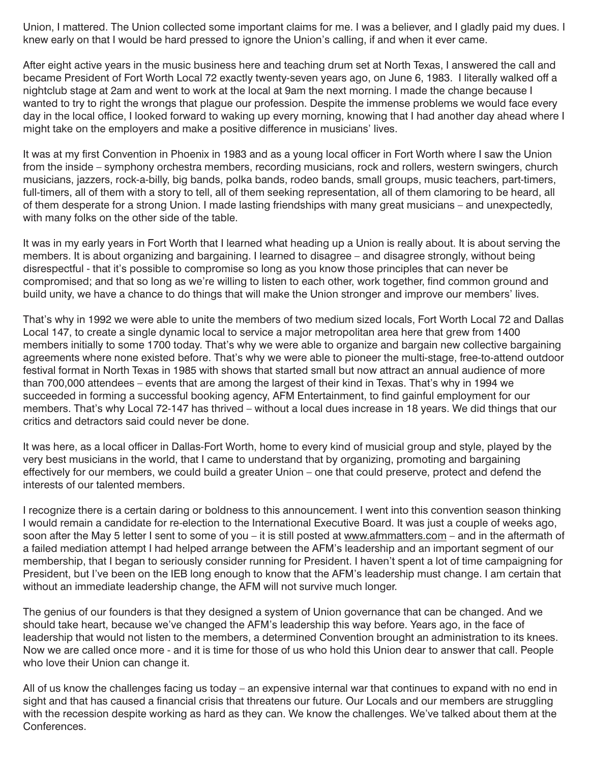Union, I mattered. The Union collected some important claims for me. I was a believer, and I gladly paid my dues. I knew early on that I would be hard pressed to ignore the Union's calling, if and when it ever came.

After eight active years in the music business here and teaching drum set at North Texas, I answered the call and became President of Fort Worth Local 72 exactly twenty-seven years ago, on June 6, 1983. I literally walked off a nightclub stage at 2am and went to work at the local at 9am the next morning. I made the change because I wanted to try to right the wrongs that plague our profession. Despite the immense problems we would face every day in the local office, I looked forward to waking up every morning, knowing that I had another day ahead where I might take on the employers and make a positive difference in musicians' lives.

It was at my first Convention in Phoenix in 1983 and as a young local officer in Fort Worth where I saw the Union from the inside – symphony orchestra members, recording musicians, rock and rollers, western swingers, church musicians, jazzers, rock-a-billy, big bands, polka bands, rodeo bands, small groups, music teachers, part-timers, full-timers, all of them with a story to tell, all of them seeking representation, all of them clamoring to be heard, all of them desperate for a strong Union. I made lasting friendships with many great musicians – and unexpectedly, with many folks on the other side of the table.

It was in my early years in Fort Worth that I learned what heading up a Union is really about. It is about serving the members. It is about organizing and bargaining. I learned to disagree – and disagree strongly, without being disrespectful - that it's possible to compromise so long as you know those principles that can never be compromised; and that so long as we're willing to listen to each other, work together, find common ground and build unity, we have a chance to do things that will make the Union stronger and improve our members' lives.

That's why in 1992 we were able to unite the members of two medium sized locals, Fort Worth Local 72 and Dallas Local 147, to create a single dynamic local to service a major metropolitan area here that grew from 1400 members initially to some 1700 today. That's why we were able to organize and bargain new collective bargaining agreements where none existed before. That's why we were able to pioneer the multi-stage, free-to-attend outdoor festival format in North Texas in 1985 with shows that started small but now attract an annual audience of more than 700,000 attendees – events that are among the largest of their kind in Texas. That's why in 1994 we succeeded in forming a successful booking agency, AFM Entertainment, to find gainful employment for our members. That's why Local 72-147 has thrived – without a local dues increase in 18 years. We did things that our critics and detractors said could never be done.

It was here, as a local officer in Dallas-Fort Worth, home to every kind of musicial group and style, played by the very best musicians in the world, that I came to understand that by organizing, promoting and bargaining effectively for our members, we could build a greater Union – one that could preserve, protect and defend the interests of our talented members.

I recognize there is a certain daring or boldness to this announcement. I went into this convention season thinking I would remain a candidate for re-election to the International Executive Board. It was just a couple of weeks ago, soon after the May 5 letter I sent to some of you – it is still posted at www.afmmatters.com – and in the aftermath of a failed mediation attempt I had helped arrange between the AFM's leadership and an important segment of our membership, that I began to seriously consider running for President. I haven't spent a lot of time campaigning for President, but I've been on the IEB long enough to know that the AFM's leadership must change. I am certain that without an immediate leadership change, the AFM will not survive much longer.

The genius of our founders is that they designed a system of Union governance that can be changed. And we should take heart, because we've changed the AFM's leadership this way before. Years ago, in the face of leadership that would not listen to the members, a determined Convention brought an administration to its knees. Now we are called once more - and it is time for those of us who hold this Union dear to answer that call. People who love their Union can change it.

All of us know the challenges facing us today – an expensive internal war that continues to expand with no end in sight and that has caused a financial crisis that threatens our future. Our Locals and our members are struggling with the recession despite working as hard as they can. We know the challenges. We've talked about them at the Conferences.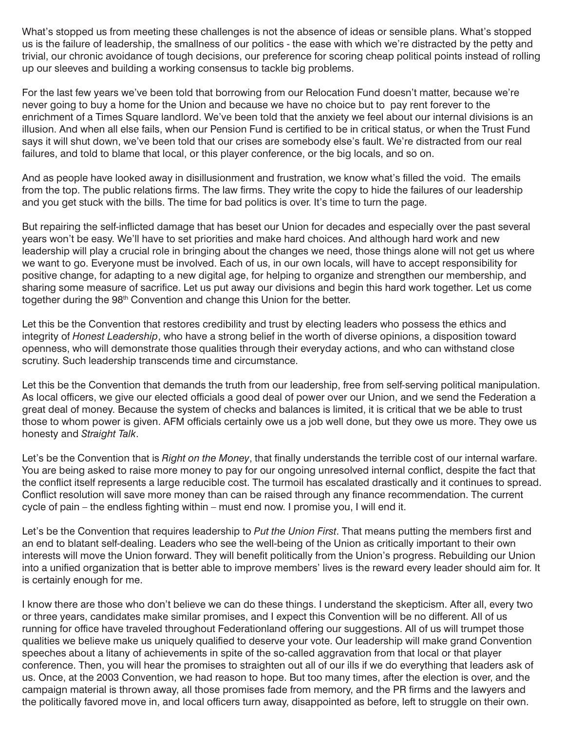What's stopped us from meeting these challenges is not the absence of ideas or sensible plans. What's stopped us is the failure of leadership, the smallness of our politics - the ease with which we're distracted by the petty and trivial, our chronic avoidance of tough decisions, our preference for scoring cheap political points instead of rolling up our sleeves and building a working consensus to tackle big problems.

For the last few years we've been told that borrowing from our Relocation Fund doesn't matter, because we're never going to buy a home for the Union and because we have no choice but to pay rent forever to the enrichment of a Times Square landlord. We've been told that the anxiety we feel about our internal divisions is an illusion. And when all else fails, when our Pension Fund is certified to be in critical status, or when the Trust Fund says it will shut down, we've been told that our crises are somebody else's fault. We're distracted from our real failures, and told to blame that local, or this player conference, or the big locals, and so on.

And as people have looked away in disillusionment and frustration, we know what's filled the void. The emails from the top. The public relations firms. The law firms. They write the copy to hide the failures of our leadership and you get stuck with the bills. The time for bad politics is over. It's time to turn the page.

But repairing the self-inflicted damage that has beset our Union for decades and especially over the past several years won't be easy. We'll have to set priorities and make hard choices. And although hard work and new leadership will play a crucial role in bringing about the changes we need, those things alone will not get us where we want to go. Everyone must be involved. Each of us, in our own locals, will have to accept responsibility for positive change, for adapting to a new digital age, for helping to organize and strengthen our membership, and sharing some measure of sacrifice. Let us put away our divisions and begin this hard work together. Let us come together during the 98th Convention and change this Union for the better.

Let this be the Convention that restores credibility and trust by electing leaders who possess the ethics and integrity of *Honest Leadership*, who have a strong belief in the worth of diverse opinions, a disposition toward openness, who will demonstrate those qualities through their everyday actions, and who can withstand close scrutiny. Such leadership transcends time and circumstance.

Let this be the Convention that demands the truth from our leadership, free from self-serving political manipulation. As local officers, we give our elected officials a good deal of power over our Union, and we send the Federation a great deal of money. Because the system of checks and balances is limited, it is critical that we be able to trust those to whom power is given. AFM officials certainly owe us a job well done, but they owe us more. They owe us honesty and *Straight Talk*.

Let's be the Convention that is *Right on the Money*, that finally understands the terrible cost of our internal warfare. You are being asked to raise more money to pay for our ongoing unresolved internal conflict, despite the fact that the conflict itself represents a large reducible cost. The turmoil has escalated drastically and it continues to spread. Conflict resolution will save more money than can be raised through any finance recommendation. The current cycle of pain – the endless fighting within – must end now. I promise you, I will end it.

Let's be the Convention that requires leadership to *Put the Union First*. That means putting the members first and an end to blatant self-dealing. Leaders who see the well-being of the Union as critically important to their own interests will move the Union forward. They will benefit politically from the Union's progress. Rebuilding our Union into a unified organization that is better able to improve members' lives is the reward every leader should aim for. It is certainly enough for me.

I know there are those who don't believe we can do these things. I understand the skepticism. After all, every two or three years, candidates make similar promises, and I expect this Convention will be no different. All of us running for office have traveled throughout Federationland offering our suggestions. All of us will trumpet those qualities we believe make us uniquely qualified to deserve your vote. Our leadership will make grand Convention speeches about a litany of achievements in spite of the so-called aggravation from that local or that player conference. Then, you will hear the promises to straighten out all of our ills if we do everything that leaders ask of us. Once, at the 2003 Convention, we had reason to hope. But too many times, after the election is over, and the campaign material is thrown away, all those promises fade from memory, and the PR firms and the lawyers and the politically favored move in, and local officers turn away, disappointed as before, left to struggle on their own.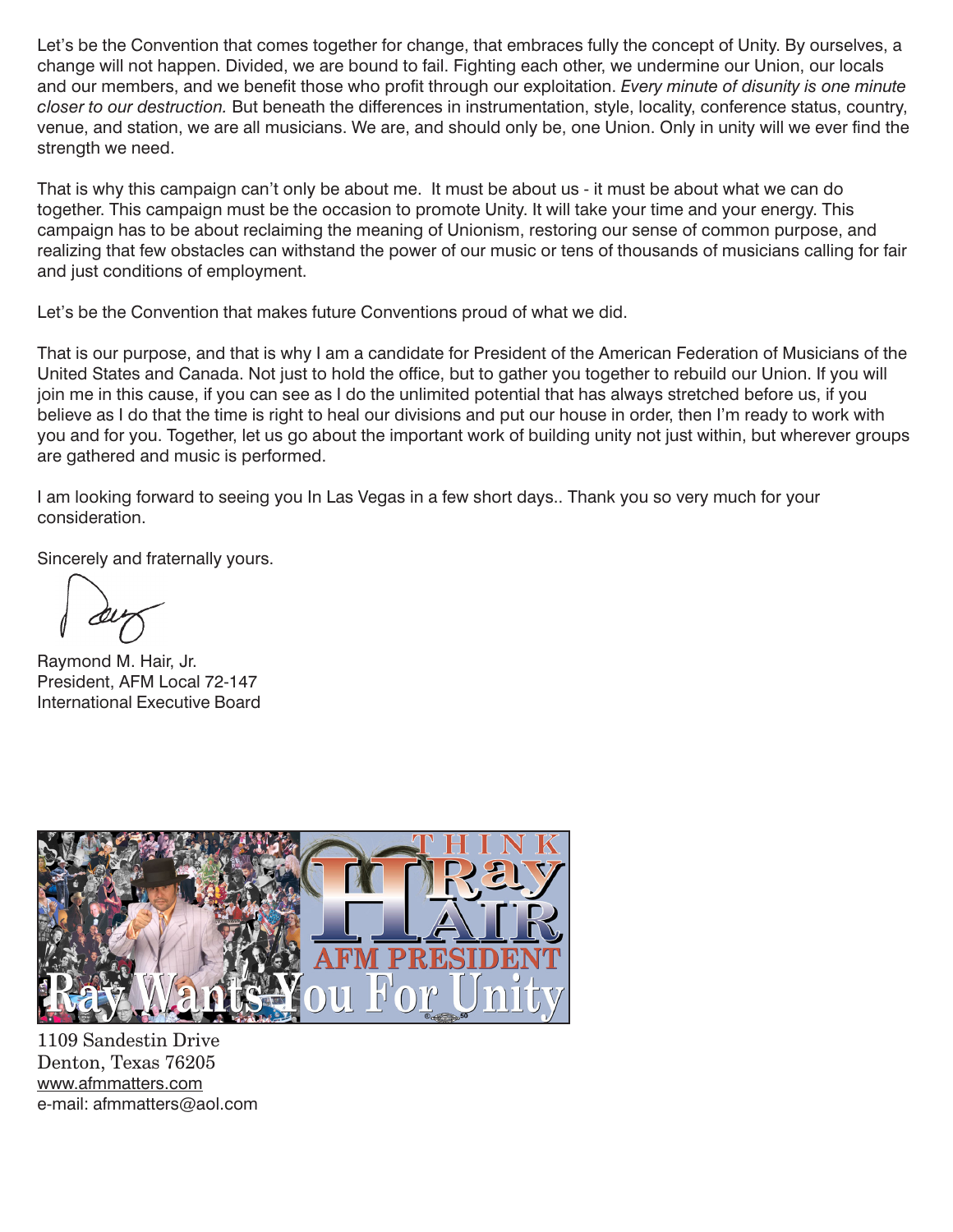Let's be the Convention that comes together for change, that embraces fully the concept of Unity. By ourselves, a change will not happen. Divided, we are bound to fail. Fighting each other, we undermine our Union, our locals and our members, and we benefit those who profit through our exploitation. *Every minute of disunity is one minute closer to our destruction.* But beneath the differences in instrumentation, style, locality, conference status, country, venue, and station, we are all musicians. We are, and should only be, one Union. Only in unity will we ever find the strength we need.

That is why this campaign can't only be about me. It must be about us - it must be about what we can do together. This campaign must be the occasion to promote Unity. It will take your time and your energy. This campaign has to be about reclaiming the meaning of Unionism, restoring our sense of common purpose, and realizing that few obstacles can withstand the power of our music or tens of thousands of musicians calling for fair and just conditions of employment.

Let's be the Convention that makes future Conventions proud of what we did.

That is our purpose, and that is why I am a candidate for President of the American Federation of Musicians of the United States and Canada. Not just to hold the office, but to gather you together to rebuild our Union. If you will join me in this cause, if you can see as I do the unlimited potential that has always stretched before us, if you believe as I do that the time is right to heal our divisions and put our house in order, then I'm ready to work with you and for you. Together, let us go about the important work of building unity not just within, but wherever groups are gathered and music is performed.

I am looking forward to seeing you In Las Vegas in a few short days.. Thank you so very much for your consideration.

Sincerely and fraternally yours.

Raymond M. Hair, Jr.
President, AFM Local 72-147
International Executive Board

THINK Ray HAIR
AFM PRESIDENT
Ray Wants You For Unity

1109 Sandestin Drive
Denton, Texas 76205
www.afmmatters.com
e-mail: afmmatters@aol.com